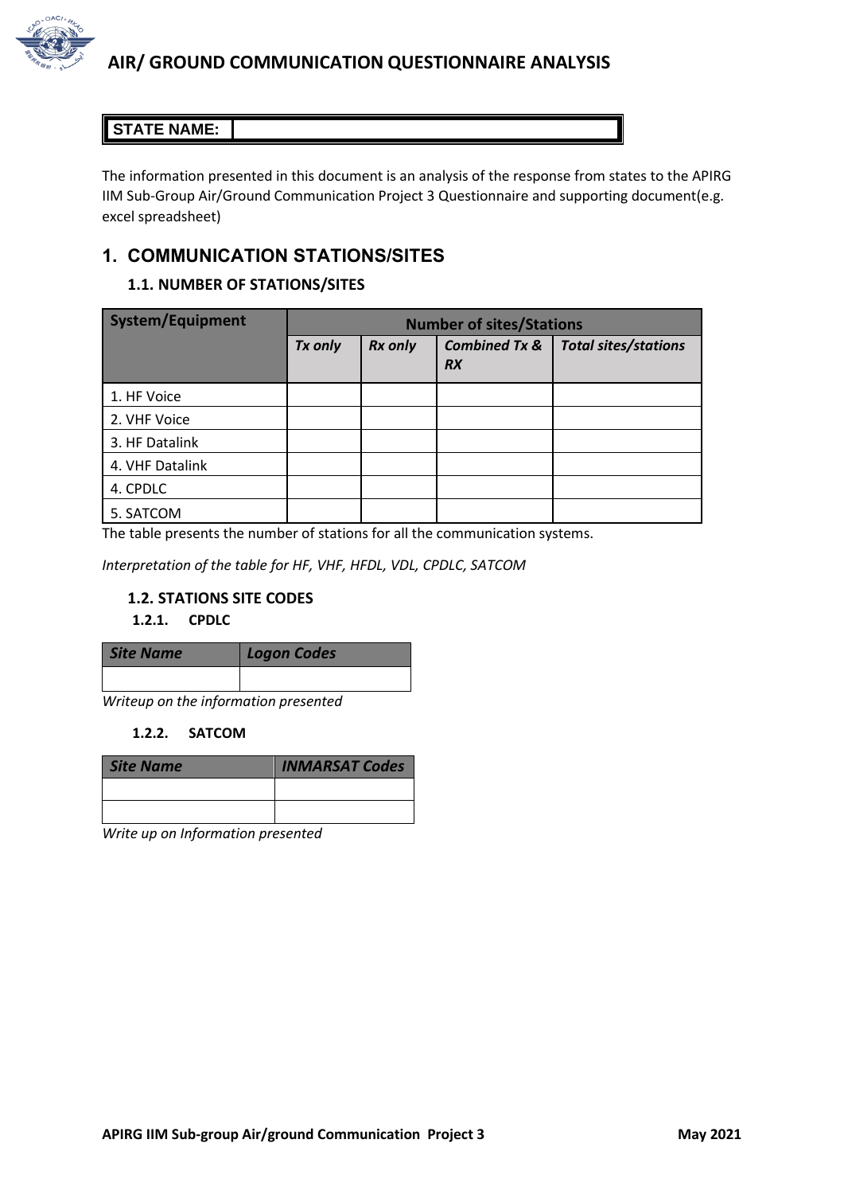# AIR/ GROUND COMMUNICATION QUESTIONNAIRE ANALYSIS

| STATE NAME: | |
|---|---|

The information presented in this document is an analysis of the response from states to the APIRG IIM Sub-Group Air/Ground Communication Project 3 Questionnaire and supporting document(e.g. excel spreadsheet)

## 1. COMMUNICATION STATIONS/SITES

### 1.1. NUMBER OF STATIONS/SITES

| System/Equipment | Number of sites/Stations | | | |
|---|---|---|---|---|
| | *Tx only* | *Rx only* | *Combined Tx & RX* | *Total sites/stations* |
| 1. HF Voice | | | | |
| 2. VHF Voice | | | | |
| 3. HF Datalink | | | | |
| 4. VHF Datalink | | | | |
| 4. CPDLC | | | | |
| 5. SATCOM | | | | |

The table presents the number of stations for all the communication systems.

*Interpretation of the table for HF, VHF, HFDL, VDL, CPDLC, SATCOM*

### 1.2. STATIONS SITE CODES

#### 1.2.1. CPDLC

| *Site Name* | *Logon Codes* |
|---|---|
| | |

*Writeup on the information presented*

#### 1.2.2. SATCOM

| *Site Name* | *INMARSAT Codes* |
|---|---|
| | |
| | |

*Write up on Information presented*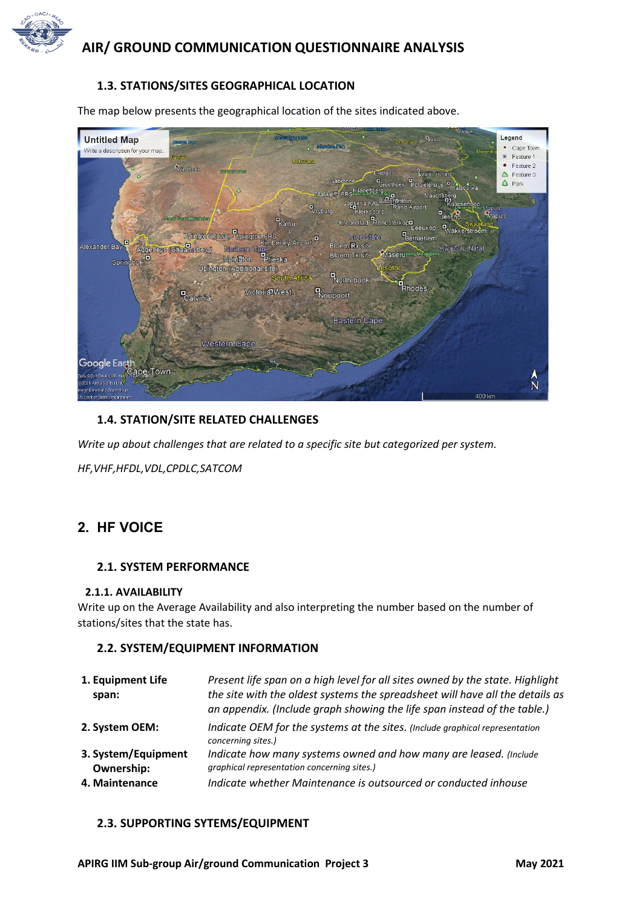### 1.3. STATIONS/SITES GEOGRAPHICAL LOCATION

The map below presents the geographical location of the sites indicated above.

### 1.4. STATION/SITE RELATED CHALLENGES

*Write up about challenges that are related to a specific site but categorized per system.*

*HF,VHF,HFDL,VDL,CPDLC,SATCOM*

## 2. HF VOICE

### 2.1. SYSTEM PERFORMANCE

#### 2.1.1. AVAILABILITY

Write up on the Average Availability and also interpreting the number based on the number of stations/sites that the state has.

### 2.2. SYSTEM/EQUIPMENT INFORMATION

| | |
|---|---|
| **1. Equipment Life span:** | *Present life span on a high level for all sites owned by the state. Highlight the site with the oldest systems the spreadsheet will have all the details as an appendix. (Include graph showing the life span instead of the table.)* |
| **2. System OEM:** | *Indicate OEM for the systems at the sites. (Include graphical representation concerning sites.)* |
| **3. System/Equipment Ownership:** | *Indicate how many systems owned and how many are leased. (Include graphical representation concerning sites.)* |
| **4. Maintenance** | *Indicate whether Maintenance is outsourced or conducted inhouse* |

### 2.3. SUPPORTING SYTEMS/EQUIPMENT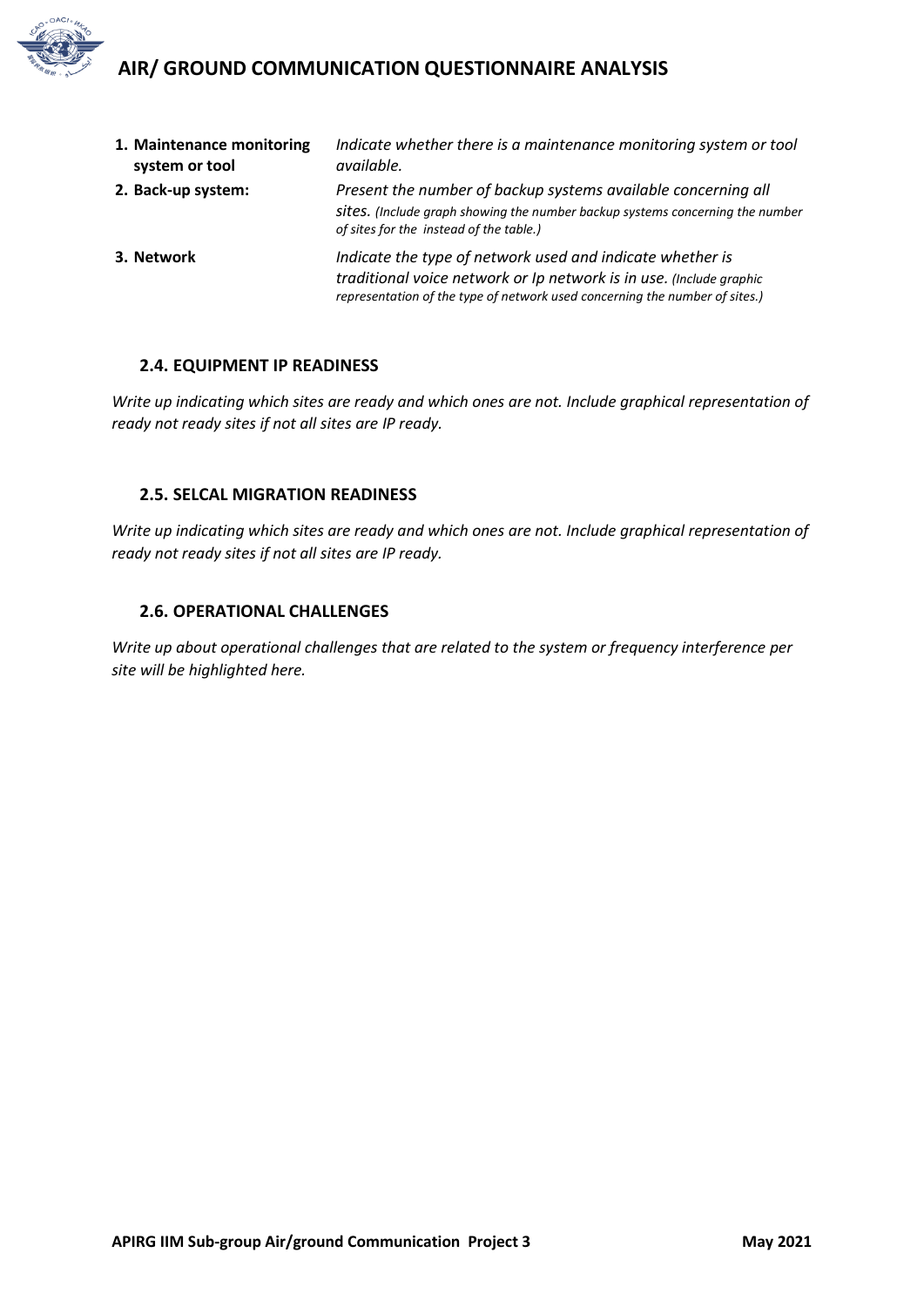| | |
|---|---|
| **1. Maintenance monitoring system or tool** | *Indicate whether there is a maintenance monitoring system or tool available.* |
| **2. Back-up system:** | *Present the number of backup systems available concerning all sites. (Include graph showing the number backup systems concerning the number of sites for the instead of the table.)* |
| **3. Network** | *Indicate the type of network used and indicate whether is traditional voice network or Ip network is in use. (Include graphic representation of the type of network used concerning the number of sites.)* |

### 2.4. EQUIPMENT IP READINESS

*Write up indicating which sites are ready and which ones are not. Include graphical representation of ready not ready sites if not all sites are IP ready.*

### 2.5. SELCAL MIGRATION READINESS

*Write up indicating which sites are ready and which ones are not. Include graphical representation of ready not ready sites if not all sites are IP ready.*

### 2.6. OPERATIONAL CHALLENGES

*Write up about operational challenges that are related to the system or frequency interference per site will be highlighted here.*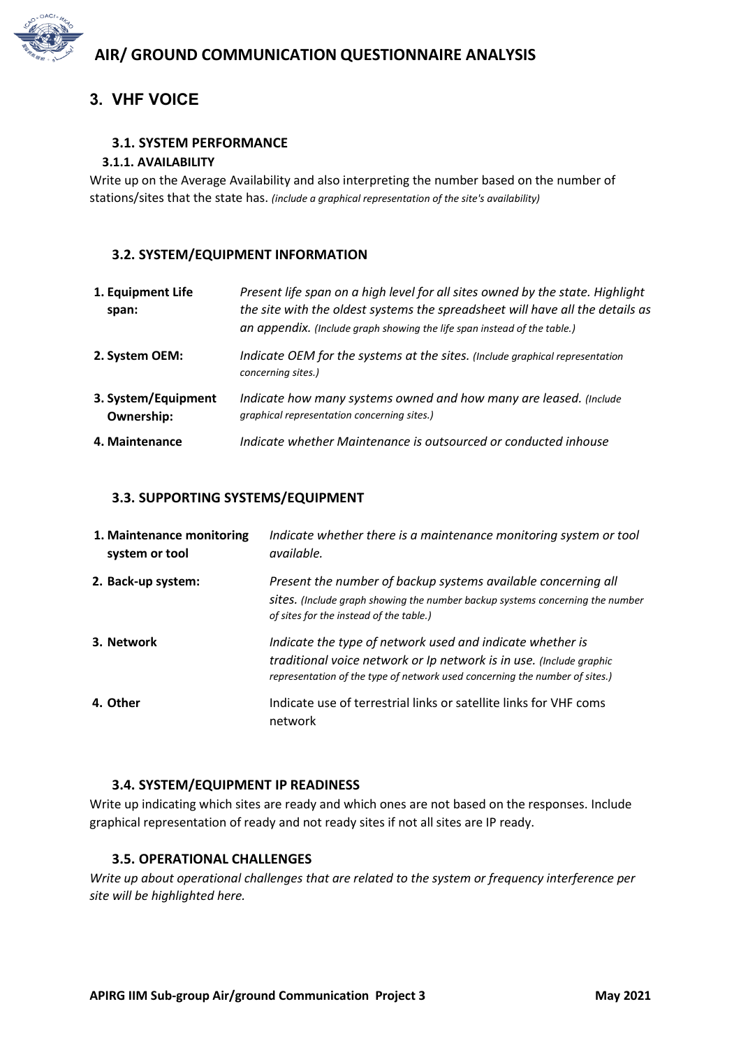# 3. VHF VOICE

## 3.1. SYSTEM PERFORMANCE

### 3.1.1. AVAILABILITY

Write up on the Average Availability and also interpreting the number based on the number of stations/sites that the state has. *(include a graphical representation of the site's availability)*

## 3.2. SYSTEM/EQUIPMENT INFORMATION

| | |
|---|---|
| **1. Equipment Life span:** | *Present life span on a high level for all sites owned by the state. Highlight the site with the oldest systems the spreadsheet will have all the details as an appendix. (Include graph showing the life span instead of the table.)* |
| **2. System OEM:** | *Indicate OEM for the systems at the sites. (Include graphical representation concerning sites.)* |
| **3. System/Equipment Ownership:** | *Indicate how many systems owned and how many are leased. (Include graphical representation concerning sites.)* |
| **4. Maintenance** | *Indicate whether Maintenance is outsourced or conducted inhouse* |

## 3.3. SUPPORTING SYSTEMS/EQUIPMENT

| | |
|---|---|
| **1. Maintenance monitoring system or tool** | *Indicate whether there is a maintenance monitoring system or tool available.* |
| **2. Back-up system:** | *Present the number of backup systems available concerning all sites. (Include graph showing the number backup systems concerning the number of sites for the instead of the table.)* |
| **3. Network** | *Indicate the type of network used and indicate whether is traditional voice network or Ip network is in use. (Include graphic representation of the type of network used concerning the number of sites.)* |
| **4. Other** | Indicate use of terrestrial links or satellite links for VHF coms network |

## 3.4. SYSTEM/EQUIPMENT IP READINESS

Write up indicating which sites are ready and which ones are not based on the responses. Include graphical representation of ready and not ready sites if not all sites are IP ready.

## 3.5. OPERATIONAL CHALLENGES

*Write up about operational challenges that are related to the system or frequency interference per site will be highlighted here.*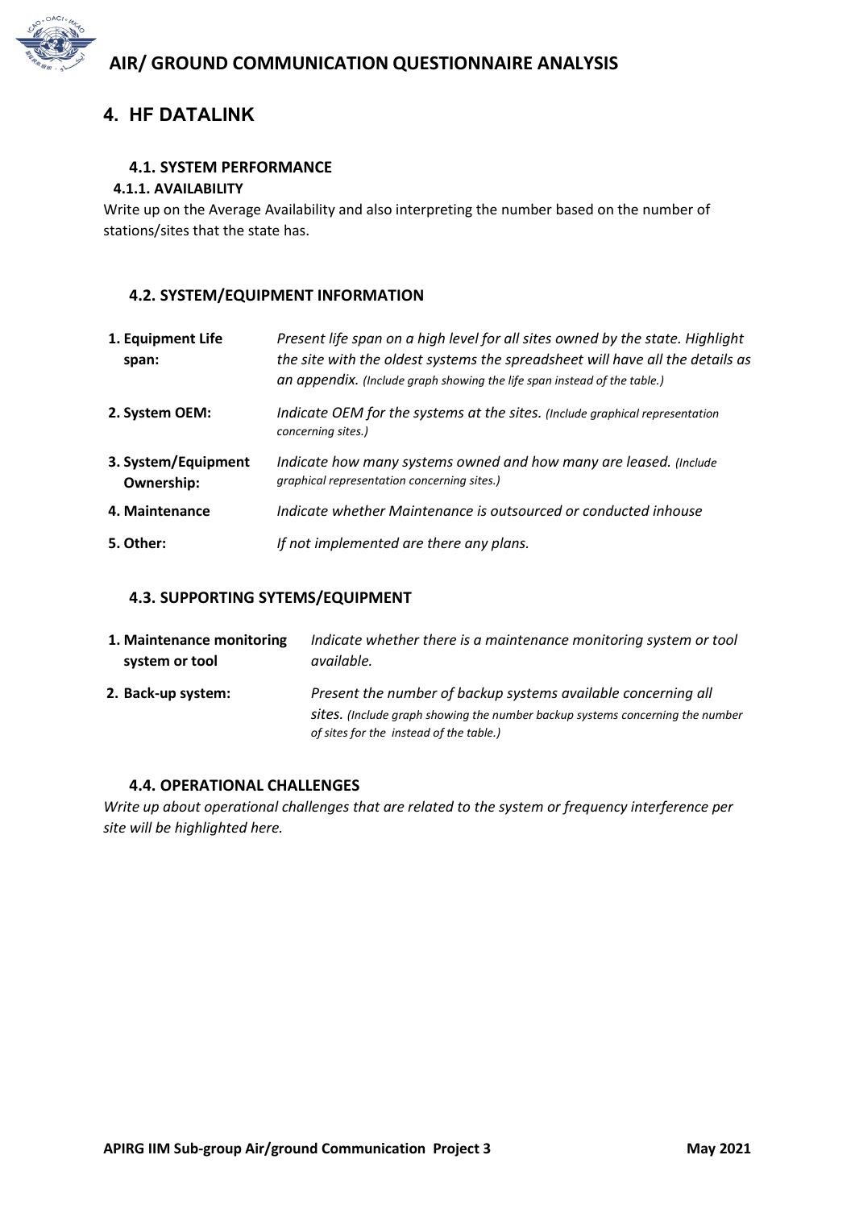# 4. HF DATALINK

## 4.1. SYSTEM PERFORMANCE

### 4.1.1. AVAILABILITY

Write up on the Average Availability and also interpreting the number based on the number of stations/sites that the state has.

## 4.2. SYSTEM/EQUIPMENT INFORMATION

| | |
|---|---|
| **1. Equipment Life span:** | *Present life span on a high level for all sites owned by the state. Highlight the site with the oldest systems the spreadsheet will have all the details as an appendix. (Include graph showing the life span instead of the table.)* |
| **2. System OEM:** | *Indicate OEM for the systems at the sites. (Include graphical representation concerning sites.)* |
| **3. System/Equipment Ownership:** | *Indicate how many systems owned and how many are leased. (Include graphical representation concerning sites.)* |
| **4. Maintenance** | *Indicate whether Maintenance is outsourced or conducted inhouse* |
| **5. Other:** | *If not implemented are there any plans.* |

## 4.3. SUPPORTING SYTEMS/EQUIPMENT

| | |
|---|---|
| **1. Maintenance monitoring system or tool** | *Indicate whether there is a maintenance monitoring system or tool available.* |
| **2. Back-up system:** | *Present the number of backup systems available concerning all sites. (Include graph showing the number backup systems concerning the number of sites for the instead of the table.)* |

## 4.4. OPERATIONAL CHALLENGES

*Write up about operational challenges that are related to the system or frequency interference per site will be highlighted here.*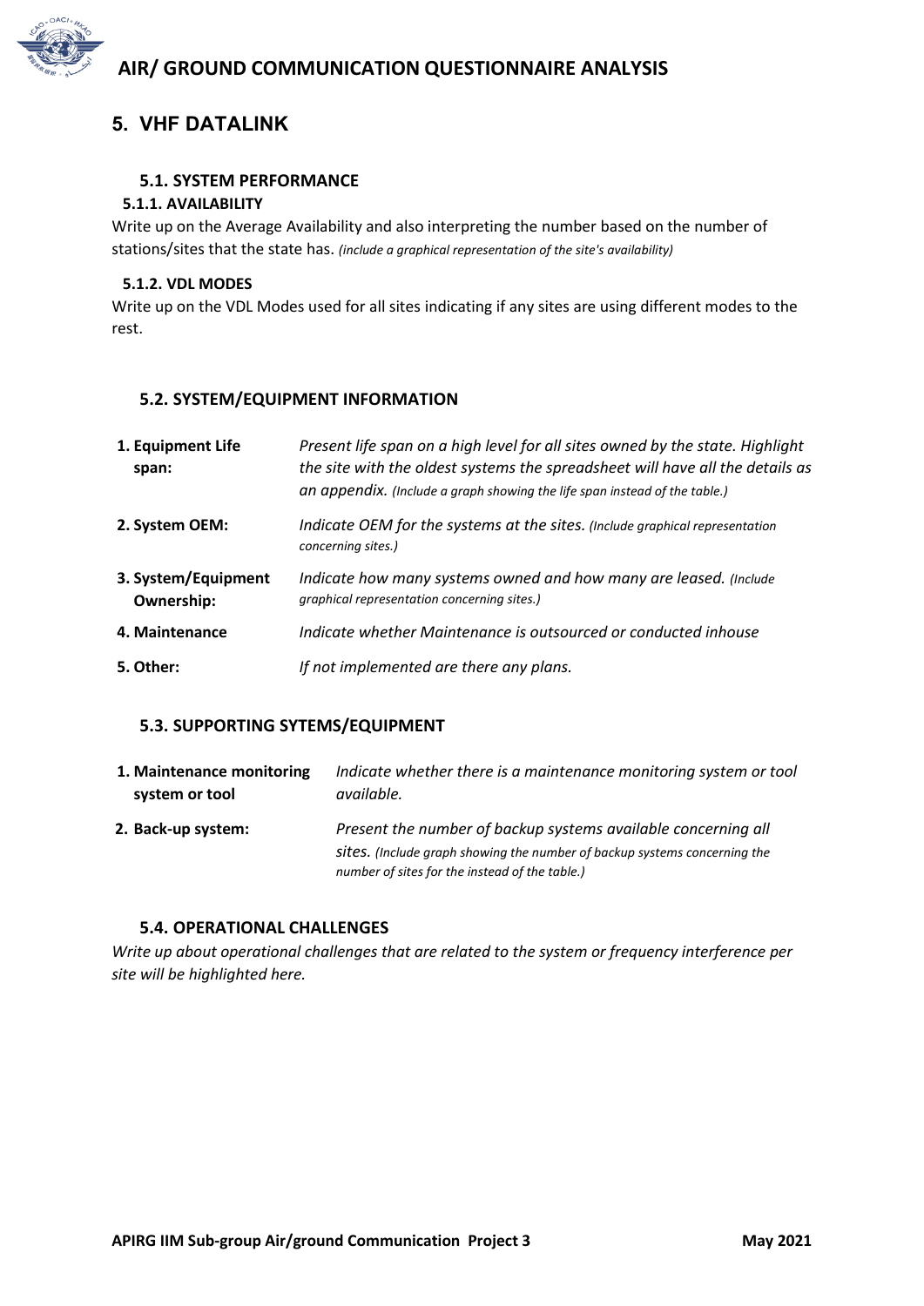# 5. VHF DATALINK

## 5.1. SYSTEM PERFORMANCE

### 5.1.1. AVAILABILITY

Write up on the Average Availability and also interpreting the number based on the number of stations/sites that the state has. *(include a graphical representation of the site's availability)*

### 5.1.2. VDL MODES

Write up on the VDL Modes used for all sites indicating if any sites are using different modes to the rest.

## 5.2. SYSTEM/EQUIPMENT INFORMATION

| | |
|---|---|
| **1. Equipment Life span:** | *Present life span on a high level for all sites owned by the state. Highlight the site with the oldest systems the spreadsheet will have all the details as an appendix. (Include a graph showing the life span instead of the table.)* |
| **2. System OEM:** | *Indicate OEM for the systems at the sites. (Include graphical representation concerning sites.)* |
| **3. System/Equipment Ownership:** | *Indicate how many systems owned and how many are leased. (Include graphical representation concerning sites.)* |
| **4. Maintenance** | *Indicate whether Maintenance is outsourced or conducted inhouse* |
| **5. Other:** | *If not implemented are there any plans.* |

## 5.3. SUPPORTING SYTEMS/EQUIPMENT

| | |
|---|---|
| **1. Maintenance monitoring system or tool** | *Indicate whether there is a maintenance monitoring system or tool available.* |
| **2. Back-up system:** | *Present the number of backup systems available concerning all sites. (Include graph showing the number of backup systems concerning the number of sites for the instead of the table.)* |

## 5.4. OPERATIONAL CHALLENGES

*Write up about operational challenges that are related to the system or frequency interference per site will be highlighted here.*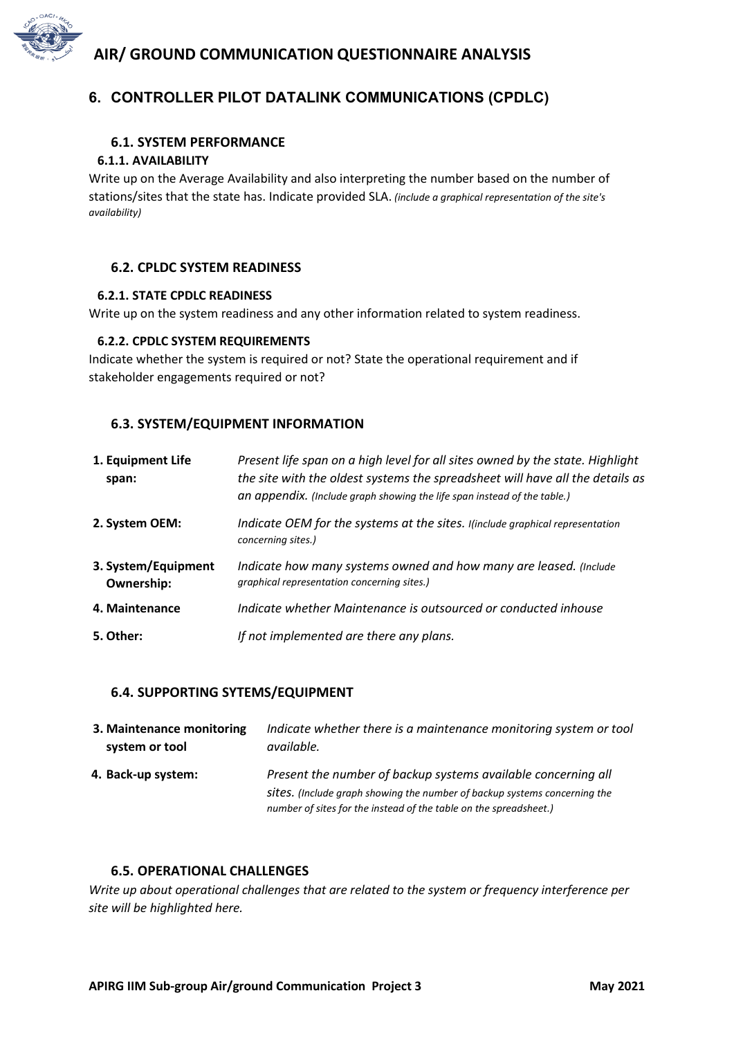# 6. CONTROLLER PILOT DATALINK COMMUNICATIONS (CPDLC)

## 6.1. SYSTEM PERFORMANCE

### 6.1.1. AVAILABILITY

Write up on the Average Availability and also interpreting the number based on the number of stations/sites that the state has. Indicate provided SLA. *(include a graphical representation of the site's availability)*

## 6.2. CPLDC SYSTEM READINESS

### 6.2.1. STATE CPDLC READINESS

Write up on the system readiness and any other information related to system readiness.

### 6.2.2. CPDLC SYSTEM REQUIREMENTS

Indicate whether the system is required or not? State the operational requirement and if stakeholder engagements required or not?

## 6.3. SYSTEM/EQUIPMENT INFORMATION

| | |
|---|---|
| **1. Equipment Life span:** | *Present life span on a high level for all sites owned by the state. Highlight the site with the oldest systems the spreadsheet will have all the details as an appendix. (Include graph showing the life span instead of the table.)* |
| **2. System OEM:** | *Indicate OEM for the systems at the sites. I(include graphical representation concerning sites.)* |
| **3. System/Equipment Ownership:** | *Indicate how many systems owned and how many are leased. (Include graphical representation concerning sites.)* |
| **4. Maintenance** | *Indicate whether Maintenance is outsourced or conducted inhouse* |
| **5. Other:** | *If not implemented are there any plans.* |

## 6.4. SUPPORTING SYTEMS/EQUIPMENT

| | |
|---|---|
| **3. Maintenance monitoring system or tool** | *Indicate whether there is a maintenance monitoring system or tool available.* |
| **4. Back-up system:** | *Present the number of backup systems available concerning all sites. (Include graph showing the number of backup systems concerning the number of sites for the instead of the table on the spreadsheet.)* |

## 6.5. OPERATIONAL CHALLENGES

*Write up about operational challenges that are related to the system or frequency interference per site will be highlighted here.*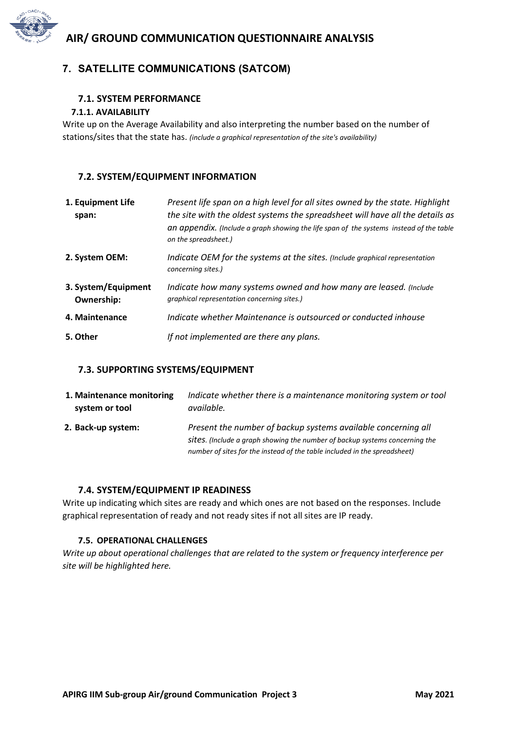## 7. SATELLITE COMMUNICATIONS (SATCOM)

### 7.1. SYSTEM PERFORMANCE

#### 7.1.1. AVAILABILITY

Write up on the Average Availability and also interpreting the number based on the number of stations/sites that the state has. *(include a graphical representation of the site's availability)*

### 7.2. SYSTEM/EQUIPMENT INFORMATION

| | |
|---|---|
| **1. Equipment Life span:** | *Present life span on a high level for all sites owned by the state. Highlight the site with the oldest systems the spreadsheet will have all the details as an appendix. (Include a graph showing the life span of the systems instead of the table on the spreadsheet.)* |
| **2. System OEM:** | *Indicate OEM for the systems at the sites. (Include graphical representation concerning sites.)* |
| **3. System/Equipment Ownership:** | *Indicate how many systems owned and how many are leased. (Include graphical representation concerning sites.)* |
| **4. Maintenance** | *Indicate whether Maintenance is outsourced or conducted inhouse* |
| **5. Other** | *If not implemented are there any plans.* |

### 7.3. SUPPORTING SYSTEMS/EQUIPMENT

| | |
|---|---|
| **1. Maintenance monitoring system or tool** | *Indicate whether there is a maintenance monitoring system or tool available.* |
| **2. Back-up system:** | *Present the number of backup systems available concerning all sites. (Include a graph showing the number of backup systems concerning the number of sites for the instead of the table included in the spreadsheet)* |

### 7.4. SYSTEM/EQUIPMENT IP READINESS

Write up indicating which sites are ready and which ones are not based on the responses. Include graphical representation of ready and not ready sites if not all sites are IP ready.

### 7.5. OPERATIONAL CHALLENGES

*Write up about operational challenges that are related to the system or frequency interference per site will be highlighted here.*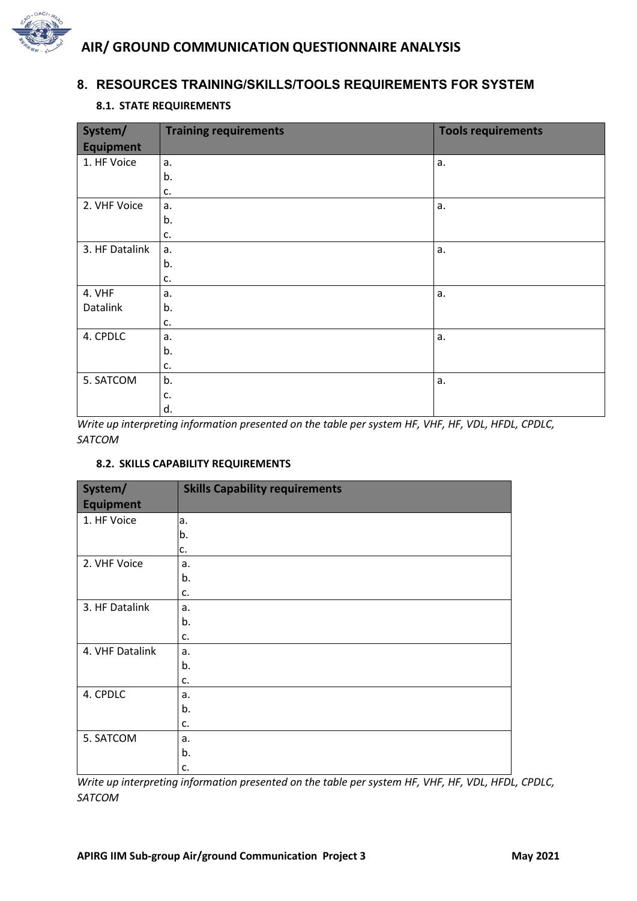## 8. RESOURCES TRAINING/SKILLS/TOOLS REQUIREMENTS FOR SYSTEM

### 8.1. STATE REQUIREMENTS

| System/ Equipment | Training requirements | Tools requirements |
|---|---|---|
| 1. HF Voice | a.<br>b.<br>c. | a. |
| 2. VHF Voice | a.<br>b.<br>c. | a. |
| 3. HF Datalink | a.<br>b.<br>c. | a. |
| 4. VHF Datalink | a.<br>b.<br>c. | a. |
| 4. CPDLC | a.<br>b.<br>c. | a. |
| 5. SATCOM | b.<br>c.<br>d. | a. |

*Write up interpreting information presented on the table per system HF, VHF, HF, VDL, HFDL, CPDLC, SATCOM*

### 8.2. SKILLS CAPABILITY REQUIREMENTS

| System/ Equipment | Skills Capability requirements |
|---|---|
| 1. HF Voice | a.<br>b.<br>c. |
| 2. VHF Voice | a.<br>b.<br>c. |
| 3. HF Datalink | a.<br>b.<br>c. |
| 4. VHF Datalink | a.<br>b.<br>c. |
| 4. CPDLC | a.<br>b.<br>c. |
| 5. SATCOM | a.<br>b.<br>c. |

*Write up interpreting information presented on the table per system HF, VHF, HF, VDL, HFDL, CPDLC, SATCOM*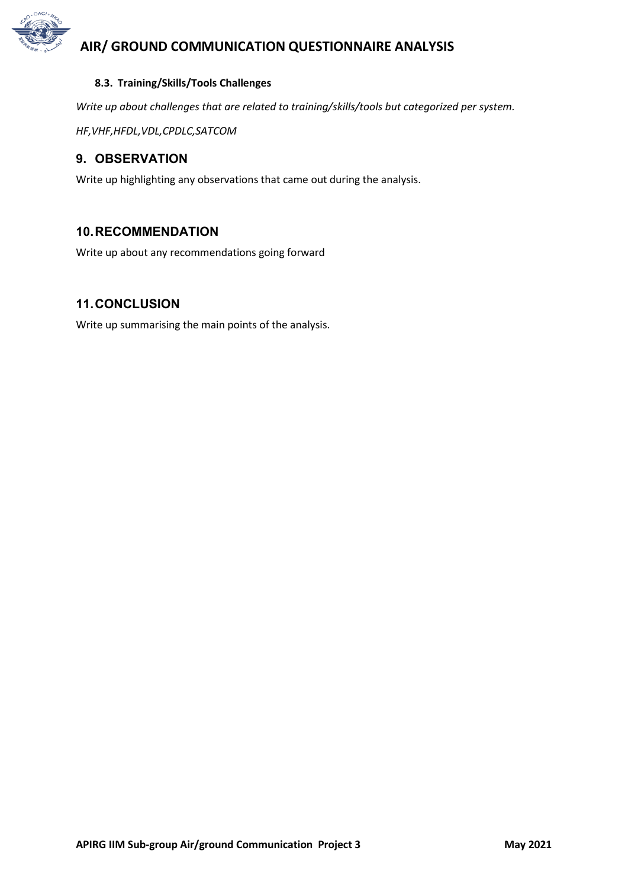### 8.3. Training/Skills/Tools Challenges

*Write up about challenges that are related to training/skills/tools but categorized per system.*

*HF,VHF,HFDL,VDL,CPDLC,SATCOM*

## 9. OBSERVATION

Write up highlighting any observations that came out during the analysis.

## 10. RECOMMENDATION

Write up about any recommendations going forward

## 11. CONCLUSION

Write up summarising the main points of the analysis.